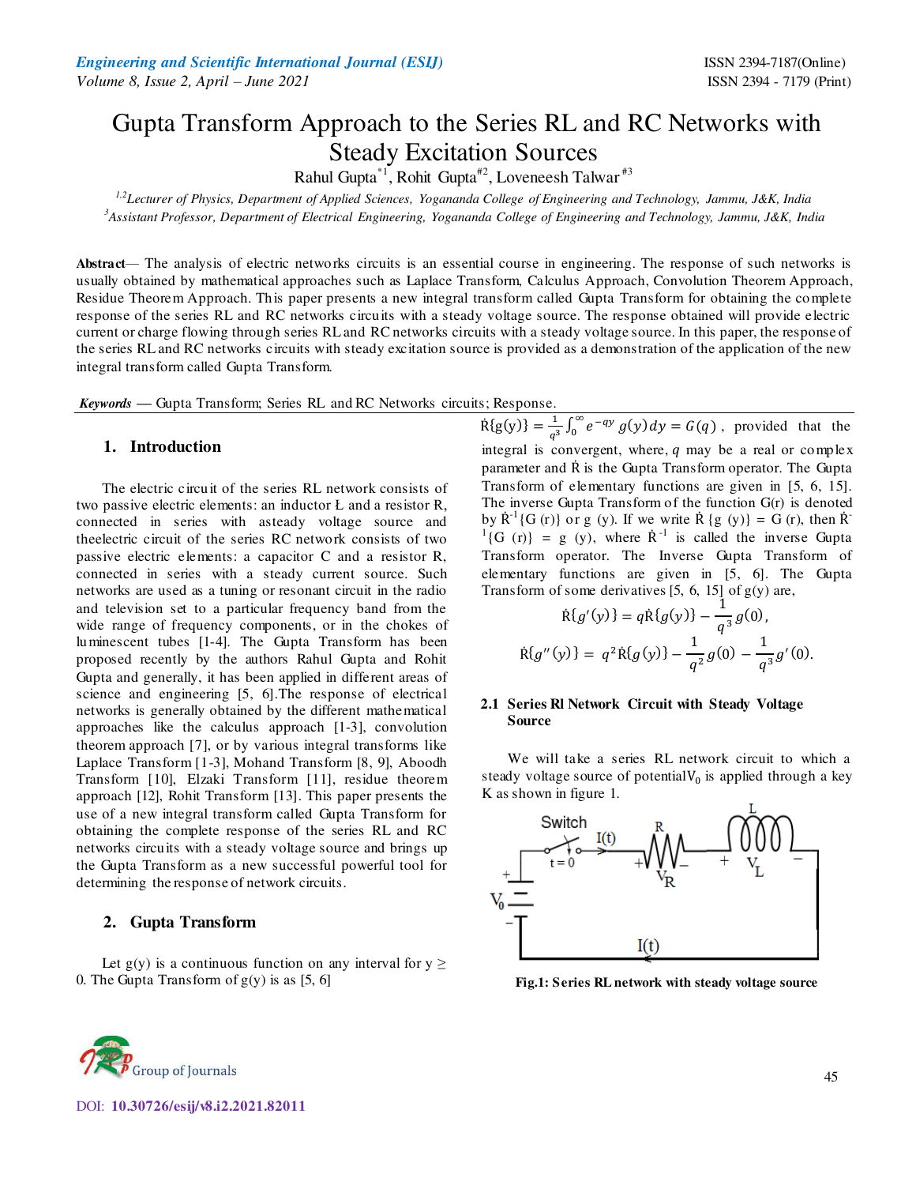# Gupta Transform Approach to the Series RL and RC Networks with Steady Excitation Sources

Rahul Gupta[*1], Rohit Gupta[#2], Loveneesh Talwar[#3]

[1,2]*Lecturer of Physics, Department of Applied Sciences, Yogananda College of Engineering and Technology, Jammu, J&K, India*

[3]*Assistant Professor, Department of Electrical Engineering, Yogananda College of Engineering and Technology, Jammu, J&K, India*

**Abstract**— The analysis of electric networks circuits is an essential course in engineering. The response of such networks is usually obtained by mathematical approaches such as Laplace Transform, Calculus Approach, Convolution Theorem Approach, Residue Theorem Approach. This paper presents a new integral transform called Gupta Transform for obtaining the complete response of the series RL and RC networks circuits with a steady voltage source. The response obtained will provide electric current or charge flowing through series RL and RC networks circuits with a steady voltage source. In this paper, the response of the series RL and RC networks circuits with steady excitation source is provided as a demonstration of the application of the new integral transform called Gupta Transform.

***Keywords*** — Gupta Transform; Series RL and RC Networks circuits; Response.

## 1. Introduction

The electric circuit of the series RL network consists of two passive electric elements: an inductor Ł and a resistor R, connected in series with asteady voltage source and theelectric circuit of the series RC network consists of two passive electric elements: a capacitor C and a resistor R, connected in series with a steady current source. Such networks are used as a tuning or resonant circuit in the radio and television set to a particular frequency band from the wide range of frequency components, or in the chokes of luminescent tubes [1-4]. The Gupta Transform has been proposed recently by the authors Rahul Gupta and Rohit Gupta and generally, it has been applied in different areas of science and engineering [5, 6].The response of electrical networks is generally obtained by the different mathematical approaches like the calculus approach [1-3], convolution theorem approach [7], or by various integral transforms like Laplace Transform [1-3], Mohand Transform [8, 9], Aboodh Transform [10], Elzaki Transform [11], residue theorem approach [12], Rohit Transform [13]. This paper presents the use of a new integral transform called Gupta Transform for obtaining the complete response of the series RL and RC networks circuits with a steady voltage source and brings up the Gupta Transform as a new successful powerful tool for determining the response of network circuits.

## 2. Gupta Transform

Let g(y) is a continuous function on any interval for y ≥ 0. The Gupta Transform of g(y) is as [5, 6]

$\dot{R}\{g(y)\} = \frac{1}{q^3}\int_0^\infty e^{-qy}\, g(y)dy = G(q)$, provided that the integral is convergent, where, $q$ may be a real or complex parameter and $\dot{R}$ is the Gupta Transform operator. The Gupta Transform of elementary functions are given in [5, 6, 15]. The inverse Gupta Transform of the function G(r) is denoted by $\dot{R}^{-1}\{G(r)\}$ or g (y). If we write $\dot{R}\{g(y)\} = G(r)$, then $\dot{R}^{-1}\{G(r)\} = g(y)$, where $\dot{R}^{-1}$ is called the inverse Gupta Transform operator. The Inverse Gupta Transform of elementary functions are given in [5, 6]. The Gupta Transform of some derivatives [5, 6, 15] of g(y) are,

$$\dot{R}\{g'(y)\} = q\dot{R}\{g(y)\} - \frac{1}{q^3}g(0),$$

$$\dot{R}\{g''(y)\} = q^2\dot{R}\{g(y)\} - \frac{1}{q^2}g(0) - \frac{1}{q^3}g'(0).$$

### 2.1 Series Rl Network Circuit with Steady Voltage Source

We will take a series RL network circuit to which a steady voltage source of potential $V_0$ is applied through a key K as shown in figure 1.

**Fig.1: Series RL network with steady voltage source**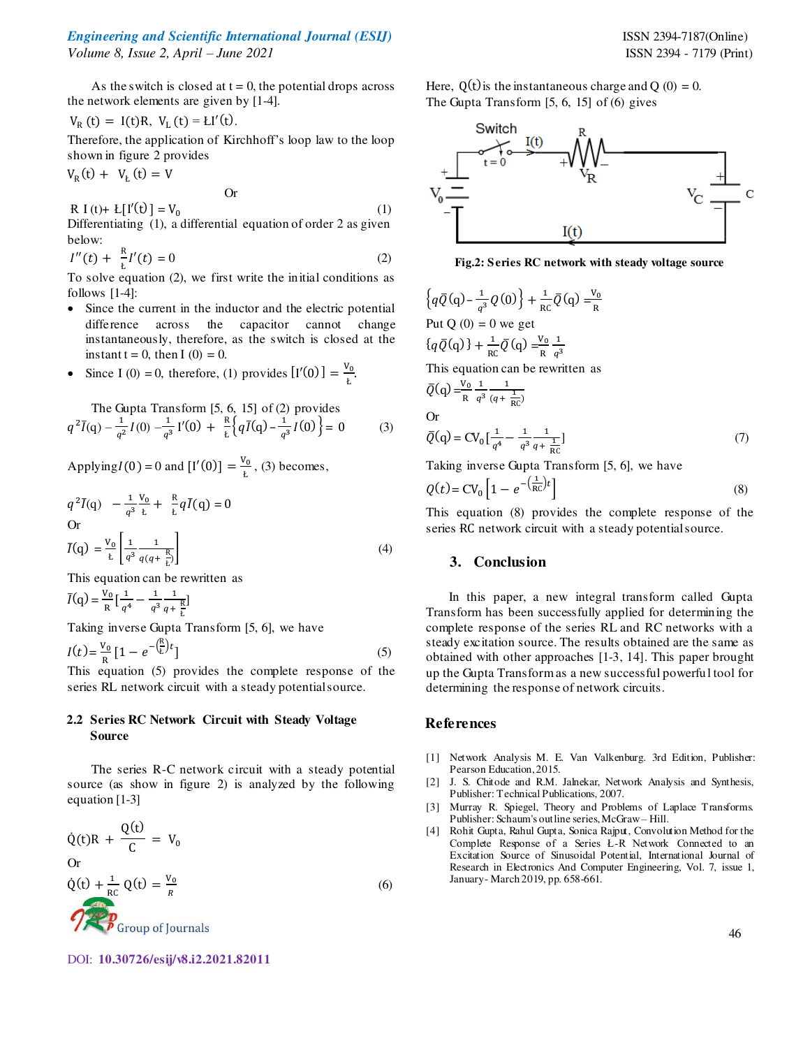As the switch is closed at t = 0, the potential drops across the network elements are given by [1-4].

$V_R(t) = I(t)R,\ V_L(t) = ŁI'(t).$

Therefore, the application of Kirchhoff's loop law to the loop shown in figure 2 provides

$V_R(t) + V_L(t) = V$

Or

$$R\,I(t) + Ł[I'(t)] = V_0 \tag{1}$$

Differentiating (1), a differential equation of order 2 as given below:

$$I''(t) + \frac{R}{Ł}I'(t) = 0 \tag{2}$$

To solve equation (2), we first write the initial conditions as follows [1-4]:

- Since the current in the inductor and the electric potential difference across the capacitor cannot change instantaneously, therefore, as the switch is closed at the instant t = 0, then I (0) = 0.
- Since I (0) = 0, therefore, (1) provides $[I'(0)] = \frac{V_0}{Ł}$.

The Gupta Transform [5, 6, 15] of (2) provides

$$q^2\bar{I}(q) - \frac{1}{q^2}I(0) - \frac{1}{q^3}I'(0) + \frac{R}{Ł}\left\{q\bar{I}(q) - \frac{1}{q^3}I(0)\right\} = 0 \tag{3}$$

Applying $I(0) = 0$ and $[I'(0)] = \frac{V_0}{Ł}$, (3) becomes,

$$q^2\bar{I}(q) - \frac{1}{q^3}\frac{V_0}{Ł} + \frac{R}{Ł}q\bar{I}(q) = 0$$

Or

$$\bar{I}(q) = \frac{V_0}{Ł}\left[\frac{1}{q^3}\frac{1}{q(q+\frac{R}{Ł})}\right] \tag{4}$$

This equation can be rewritten as

$$\bar{I}(q) = \frac{V_0}{R}\left[\frac{1}{q^4} - \frac{1}{q^3}\frac{1}{q+\frac{R}{Ł}}\right]$$

Taking inverse Gupta Transform [5, 6], we have

$$I(t) = \frac{V_0}{R}\left[1 - e^{-\left(\frac{R}{Ł}\right)t}\right] \tag{5}$$

This equation (5) provides the complete response of the series RL network circuit with a steady potential source.

### 2.2 Series RC Network Circuit with Steady Voltage Source

The series R-C network circuit with a steady potential source (as show in figure 2) is analyzed by the following equation [1-3]

$$\dot{Q}(t)R + \frac{Q(t)}{C} = V_0$$

Or

$$\dot{Q}(t) + \frac{1}{RC}Q(t) = \frac{V_0}{R} \tag{6}$$

Here, Q(t) is the instantaneous charge and Q (0) = 0.

The Gupta Transform [5, 6, 15] of (6) gives

**Fig.2: Series RC network with steady voltage source**

$$\left\{q\bar{Q}(q) - \frac{1}{q^3}Q(0)\right\} + \frac{1}{RC}\bar{Q}(q) = \frac{V_0}{R}$$

Put Q (0) = 0 we get

$$\{q\bar{Q}(q)\} + \frac{1}{RC}\bar{Q}(q) = \frac{V_0}{R}\frac{1}{q^3}$$

This equation can be rewritten as

$$\bar{Q}(q) = \frac{V_0}{R}\frac{1}{q^3}\frac{1}{(q+\frac{1}{RC})}$$

Or

$$\bar{Q}(q) = CV_0\left[\frac{1}{q^4} - \frac{1}{q^3}\frac{1}{q+\frac{1}{RC}}\right] \tag{7}$$

Taking inverse Gupta Transform [5, 6], we have

$$Q(t) = CV_0\left[1 - e^{-\left(\frac{1}{RC}\right)t}\right] \tag{8}$$

This equation (8) provides the complete response of the series RC network circuit with a steady potential source.

## 3. Conclusion

In this paper, a new integral transform called Gupta Transform has been successfully applied for determining the complete response of the series RL and RC networks with a steady excitation source. The results obtained are the same as obtained with other approaches [1-3, 14]. This paper brought up the Gupta Transform as a new successful powerful tool for determining the response of network circuits.

## References

[1] Network Analysis M. E. Van Valkenburg. 3rd Edition, Publisher: Pearson Education, 2015.

[2] J. S. Chitode and R.M. Jalnekar, Network Analysis and Synthesis, Publisher: Technical Publications, 2007.

[3] Murray R. Spiegel, Theory and Problems of Laplace Transforms. Publisher: Schaum's outline series, McGraw – Hill.

[4] Rohit Gupta, Rahul Gupta, Sonica Rajput, Convolution Method for the Complete Response of a Series Ł-R Network Connected to an Excitation Source of Sinusoidal Potential, International Journal of Research in Electronics And Computer Engineering, Vol. 7, issue 1, January- March 2019, pp. 658-661.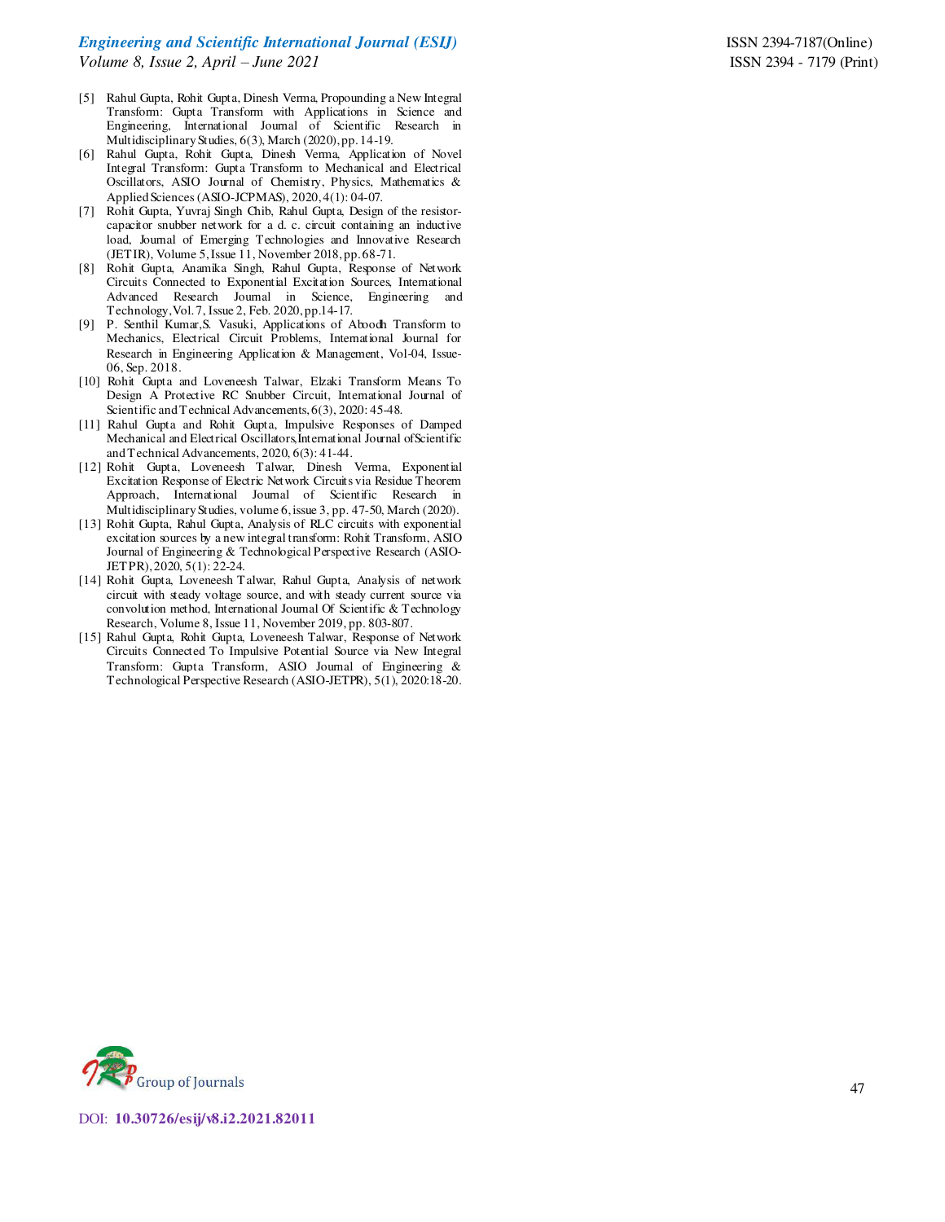[5] Rahul Gupta, Rohit Gupta, Dinesh Verma, Propounding a New Integral Transform: Gupta Transform with Applications in Science and Engineering, International Journal of Scientific Research in Multidisciplinary Studies, 6(3), March (2020), pp. 14-19.

[6] Rahul Gupta, Rohit Gupta, Dinesh Verma, Application of Novel Integral Transform: Gupta Transform to Mechanical and Electrical Oscillators, ASIO Journal of Chemistry, Physics, Mathematics & Applied Sciences (ASIO-JCPMAS), 2020, 4(1): 04-07.

[7] Rohit Gupta, Yuvraj Singh Chib, Rahul Gupta, Design of the resistor-capacitor snubber network for a d. c. circuit containing an inductive load, Journal of Emerging Technologies and Innovative Research (JETIR), Volume 5, Issue 11, November 2018, pp. 68-71.

[8] Rohit Gupta, Anamika Singh, Rahul Gupta, Response of Network Circuits Connected to Exponential Excitation Sources, International Advanced Research Journal in Science, Engineering and Technology, Vol. 7, Issue 2, Feb. 2020, pp.14-17.

[9] P. Senthil Kumar, S. Vasuki, Applications of Aboodh Transform to Mechanics, Electrical Circuit Problems, International Journal for Research in Engineering Application & Management, Vol-04, Issue-06, Sep. 2018.

[10] Rohit Gupta and Loveneesh Talwar, Elzaki Transform Means To Design A Protective RC Snubber Circuit, International Journal of Scientific and Technical Advancements, 6(3), 2020: 45-48.

[11] Rahul Gupta and Rohit Gupta, Impulsive Responses of Damped Mechanical and Electrical Oscillators, International Journal of Scientific and Technical Advancements, 2020, 6(3): 41-44.

[12] Rohit Gupta, Loveneesh Talwar, Dinesh Verma, Exponential Excitation Response of Electric Network Circuits via Residue Theorem Approach, International Journal of Scientific Research in Multidisciplinary Studies, volume 6, issue 3, pp. 47-50, March (2020).

[13] Rohit Gupta, Rahul Gupta, Analysis of RLC circuits with exponential excitation sources by a new integral transform: Rohit Transform, ASIO Journal of Engineering & Technological Perspective Research (ASIO-JETPR), 2020, 5(1): 22-24.

[14] Rohit Gupta, Loveneesh Talwar, Rahul Gupta, Analysis of network circuit with steady voltage source, and with steady current source via convolution method, International Journal Of Scientific & Technology Research, Volume 8, Issue 11, November 2019, pp. 803-807.

[15] Rahul Gupta, Rohit Gupta, Loveneesh Talwar, Response of Network Circuits Connected To Impulsive Potential Source via New Integral Transform: Gupta Transform, ASIO Journal of Engineering & Technological Perspective Research (ASIO-JETPR), 5(1), 2020:18-20.